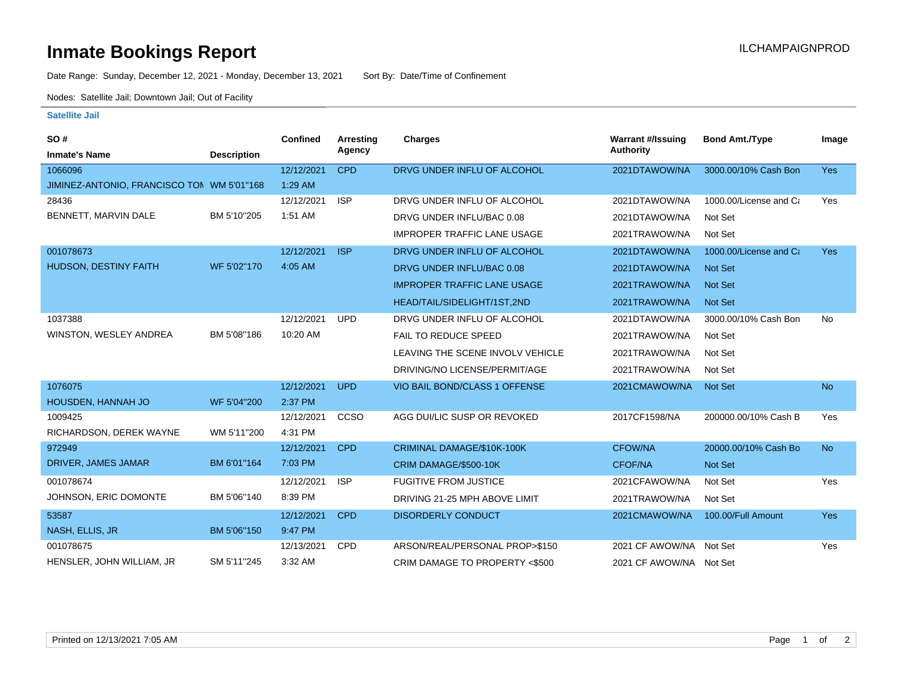# Inmate Bookings Report

ILCHAMPAIGNPROD

Date Range: Sunday, December 12, 2021 - Monday, December 13, 2021     Sort By: Date/Time of Confinement

Nodes: Satellite Jail; Downtown Jail; Out of Facility

## Satellite Jail

| SO # / Inmate's Name | Description | Confined | Arresting Agency | Charges | Warrant #/Issuing Authority | Bond Amt./Type | Image |
|---|---|---|---|---|---|---|---|
| 1066096 | | 12/12/2021 | CPD | DRVG UNDER INFLU OF ALCOHOL | 2021DTAWOW/NA | 3000.00/10% Cash Bon | Yes |
| JIMINEZ-ANTONIO, FRANCISCO TOI | WM 5'01"168 | 1:29 AM | | | | | |
| 28436 | | 12/12/2021 | ISP | DRVG UNDER INFLU OF ALCOHOL | 2021DTAWOW/NA | 1000.00/License and Ca | Yes |
| BENNETT, MARVIN DALE | BM 5'10"205 | 1:51 AM | | DRVG UNDER INFLU/BAC 0.08 | 2021DTAWOW/NA | Not Set | |
| | | | | IMPROPER TRAFFIC LANE USAGE | 2021TRAWOW/NA | Not Set | |
| 001078673 | | 12/12/2021 | ISP | DRVG UNDER INFLU OF ALCOHOL | 2021DTAWOW/NA | 1000.00/License and Ca | Yes |
| HUDSON, DESTINY FAITH | WF 5'02"170 | 4:05 AM | | DRVG UNDER INFLU/BAC 0.08 | 2021DTAWOW/NA | Not Set | |
| | | | | IMPROPER TRAFFIC LANE USAGE | 2021TRAWOW/NA | Not Set | |
| | | | | HEAD/TAIL/SIDELIGHT/1ST,2ND | 2021TRAWOW/NA | Not Set | |
| 1037388 | | 12/12/2021 | UPD | DRVG UNDER INFLU OF ALCOHOL | 2021DTAWOW/NA | 3000.00/10% Cash Bon | No |
| WINSTON, WESLEY ANDREA | BM 5'08"186 | 10:20 AM | | FAIL TO REDUCE SPEED | 2021TRAWOW/NA | Not Set | |
| | | | | LEAVING THE SCENE INVOLV VEHICLE | 2021TRAWOW/NA | Not Set | |
| | | | | DRIVING/NO LICENSE/PERMIT/AGE | 2021TRAWOW/NA | Not Set | |
| 1076075 | | 12/12/2021 | UPD | VIO BAIL BOND/CLASS 1 OFFENSE | 2021CMAWOW/NA | Not Set | No |
| HOUSDEN, HANNAH JO | WF 5'04"200 | 2:37 PM | | | | | |
| 1009425 | | 12/12/2021 | CCSO | AGG DUI/LIC SUSP OR REVOKED | 2017CF1598/NA | 200000.00/10% Cash B | Yes |
| RICHARDSON, DEREK WAYNE | WM 5'11"200 | 4:31 PM | | | | | |
| 972949 | | 12/12/2021 | CPD | CRIMINAL DAMAGE/$10K-100K | CFOW/NA | 20000.00/10% Cash Bo | No |
| DRIVER, JAMES JAMAR | BM 6'01"164 | 7:03 PM | | CRIM DAMAGE/$500-10K | CFOF/NA | Not Set | |
| 001078674 | | 12/12/2021 | ISP | FUGITIVE FROM JUSTICE | 2021CFAWOW/NA | Not Set | Yes |
| JOHNSON, ERIC DOMONTE | BM 5'06"140 | 8:39 PM | | DRIVING 21-25 MPH ABOVE LIMIT | 2021TRAWOW/NA | Not Set | |
| 53587 | | 12/12/2021 | CPD | DISORDERLY CONDUCT | 2021CMAWOW/NA | 100.00/Full Amount | Yes |
| NASH, ELLIS, JR | BM 5'06"150 | 9:47 PM | | | | | |
| 001078675 | | 12/13/2021 | CPD | ARSON/REAL/PERSONAL PROP>$150 | 2021 CF AWOW/NA | Not Set | Yes |
| HENSLER, JOHN WILLIAM, JR | SM 5'11"245 | 3:32 AM | | CRIM DAMAGE TO PROPERTY <$500 | 2021 CF AWOW/NA | Not Set | |

Printed on 12/13/2021 7:05 AM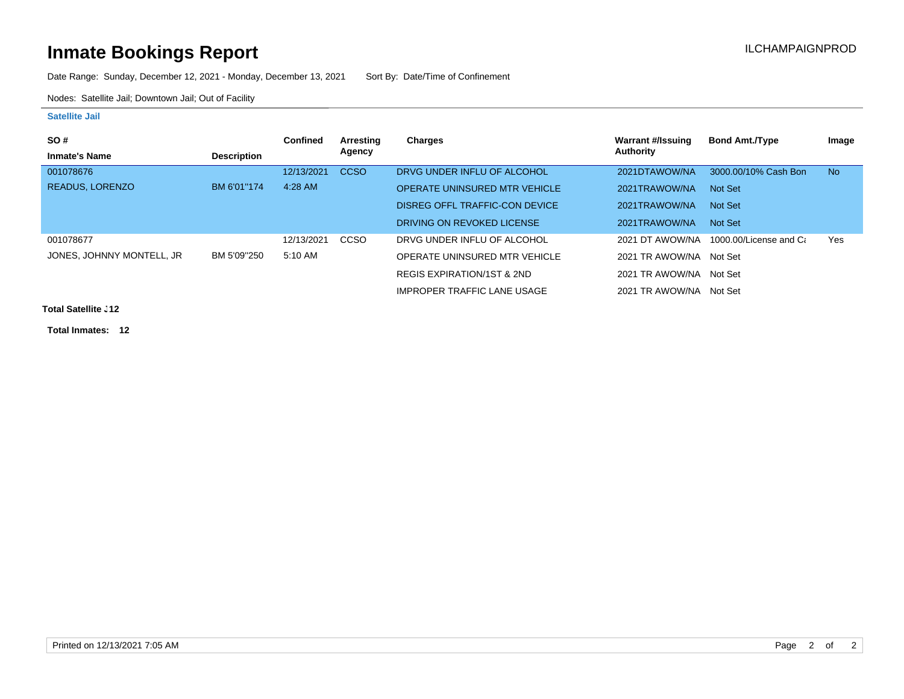# Inmate Bookings Report

ILCHAMPAIGNPROD

Date Range: Sunday, December 12, 2021 - Monday, December 13, 2021    Sort By: Date/Time of Confinement

Nodes: Satellite Jail; Downtown Jail; Out of Facility

### Satellite Jail

| SO # / Inmate's Name | Description | Confined | Arresting Agency | Charges | Warrant #/Issuing Authority | Bond Amt./Type | Image |
|---|---|---|---|---|---|---|---|
| 001078676 | | 12/13/2021 | CCSO | DRVG UNDER INFLU OF ALCOHOL | 2021DTAWOW/NA | 3000.00/10% Cash Bon | No |
| READUS, LORENZO | BM 6'01"174 | 4:28 AM | | OPERATE UNINSURED MTR VEHICLE | 2021TRAWOW/NA | Not Set | |
| | | | | DISREG OFFL TRAFFIC-CON DEVICE | 2021TRAWOW/NA | Not Set | |
| | | | | DRIVING ON REVOKED LICENSE | 2021TRAWOW/NA | Not Set | |
| 001078677 | | 12/13/2021 | CCSO | DRVG UNDER INFLU OF ALCOHOL | 2021 DT AWOW/NA | 1000.00/License and Ca | Yes |
| JONES, JOHNNY MONTELL, JR | BM 5'09"250 | 5:10 AM | | OPERATE UNINSURED MTR VEHICLE | 2021 TR AWOW/NA | Not Set | |
| | | | | REGIS EXPIRATION/1ST & 2ND | 2021 TR AWOW/NA | Not Set | |
| | | | | IMPROPER TRAFFIC LANE USAGE | 2021 TR AWOW/NA | Not Set | |

**Total Satellite J12**

**Total Inmates: 12**

Printed on 12/13/2021 7:05 AM